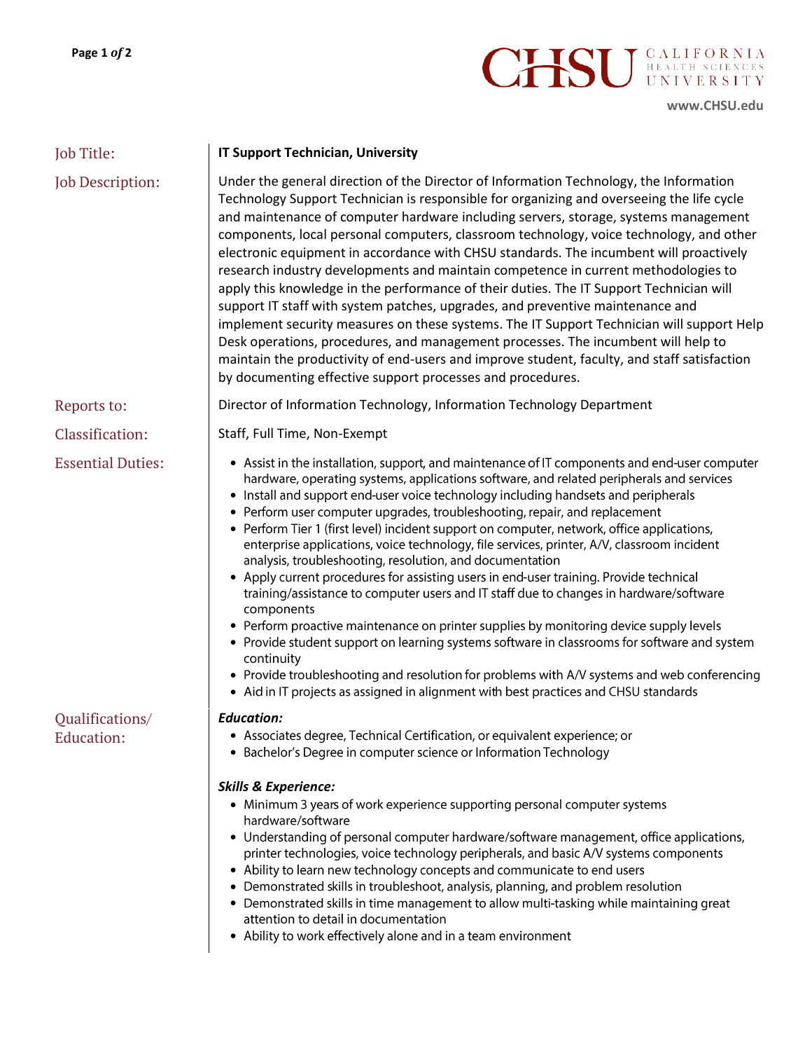CHSU CALIFORNIA HEALTH SCIENCES UNIVERSITY

www.CHSU.edu

**Job Title:** IT Support Technician, University

**Job Description:** Under the general direction of the Director of Information Technology, the Information Technology Support Technician is responsible for organizing and overseeing the life cycle and maintenance of computer hardware including servers, storage, systems management components, local personal computers, classroom technology, voice technology, and other electronic equipment in accordance with CHSU standards. The incumbent will proactively research industry developments and maintain competence in current methodologies to apply this knowledge in the performance of their duties. The IT Support Technician will support IT staff with system patches, upgrades, and preventive maintenance and implement security measures on these systems. The IT Support Technician will support Help Desk operations, procedures, and management processes. The incumbent will help to maintain the productivity of end-users and improve student, faculty, and staff satisfaction by documenting effective support processes and procedures.

**Reports to:** Director of Information Technology, Information Technology Department

**Classification:** Staff, Full Time, Non-Exempt

**Essential Duties:**

- Assist in the installation, support, and maintenance of IT components and end-user computer hardware, operating systems, applications software, and related peripherals and services
- Install and support end-user voice technology including handsets and peripherals
- Perform user computer upgrades, troubleshooting, repair, and replacement
- Perform Tier 1 (first level) incident support on computer, network, office applications, enterprise applications, voice technology, file services, printer, A/V, classroom incident analysis, troubleshooting, resolution, and documentation
- Apply current procedures for assisting users in end-user training. Provide technical training/assistance to computer users and IT staff due to changes in hardware/software components
- Perform proactive maintenance on printer supplies by monitoring device supply levels
- Provide student support on learning systems software in classrooms for software and system continuity
- Provide troubleshooting and resolution for problems with A/V systems and web conferencing
- Aid in IT projects as assigned in alignment with best practices and CHSU standards

**Qualifications/ Education:**

***Education:***

- Associates degree, Technical Certification, or equivalent experience; or
- Bachelor's Degree in computer science or Information Technology

***Skills & Experience:***

- Minimum 3 years of work experience supporting personal computer systems hardware/software
- Understanding of personal computer hardware/software management, office applications, printer technologies, voice technology peripherals, and basic A/V systems components
- Ability to learn new technology concepts and communicate to end users
- Demonstrated skills in troubleshoot, analysis, planning, and problem resolution
- Demonstrated skills in time management to allow multi-tasking while maintaining great attention to detail in documentation
- Ability to work effectively alone and in a team environment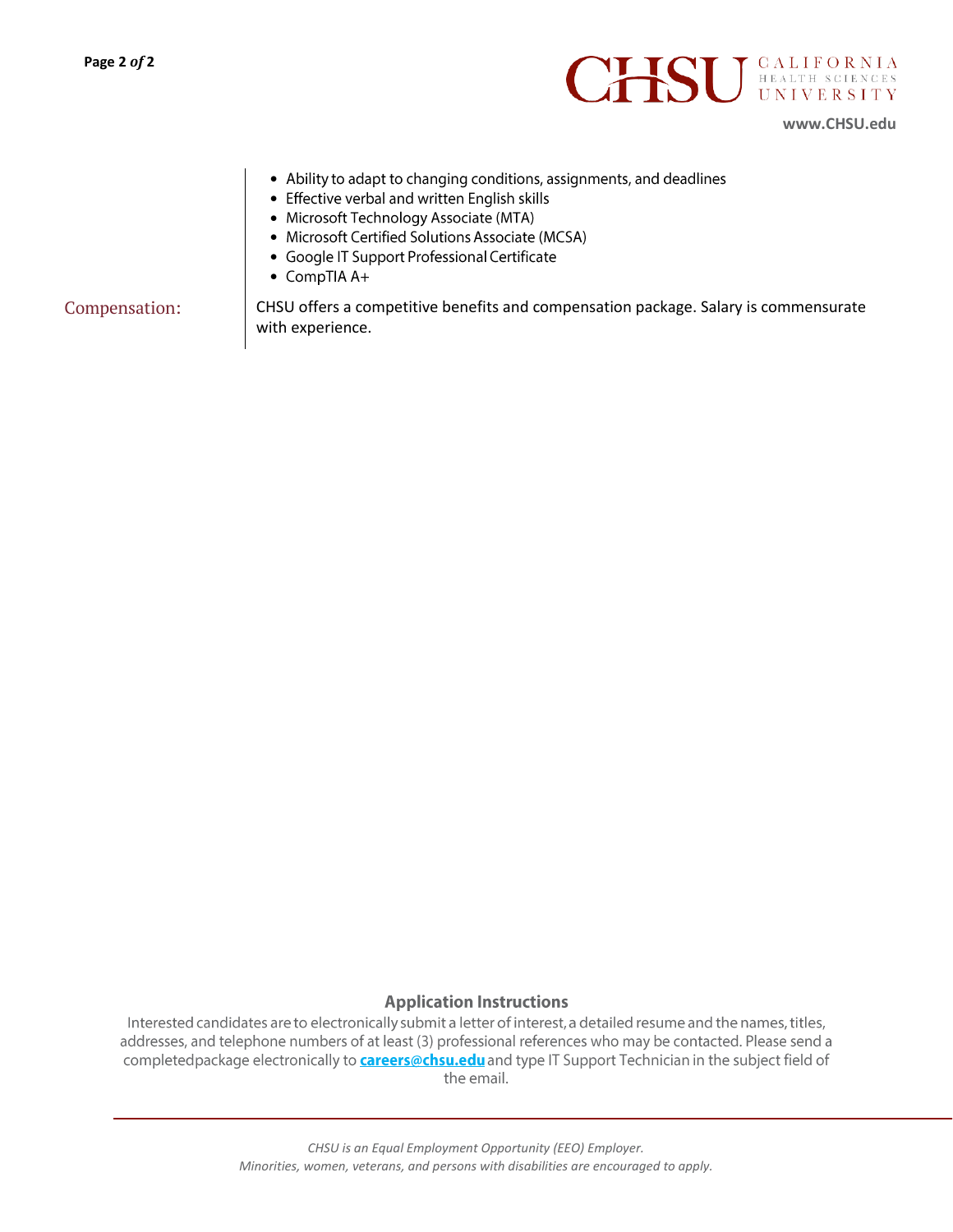- Ability to adapt to changing conditions, assignments, and deadlines
- Effective verbal and written English skills
- Microsoft Technology Associate (MTA)
- Microsoft Certified Solutions Associate (MCSA)
- Google IT Support Professional Certificate
- CompTIA A+

**Compensation:** CHSU offers a competitive benefits and compensation package. Salary is commensurate with experience.

## Application Instructions

Interested candidates are to electronically submit a letter of interest, a detailed resume and the names, titles, addresses, and telephone numbers of at least (3) professional references who may be contacted. Please send a completedpackage electronically to **careers@chsu.edu** and type IT Support Technician in the subject field of the email.

*CHSU is an Equal Employment Opportunity (EEO) Employer.*
*Minorities, women, veterans, and persons with disabilities are encouraged to apply.*